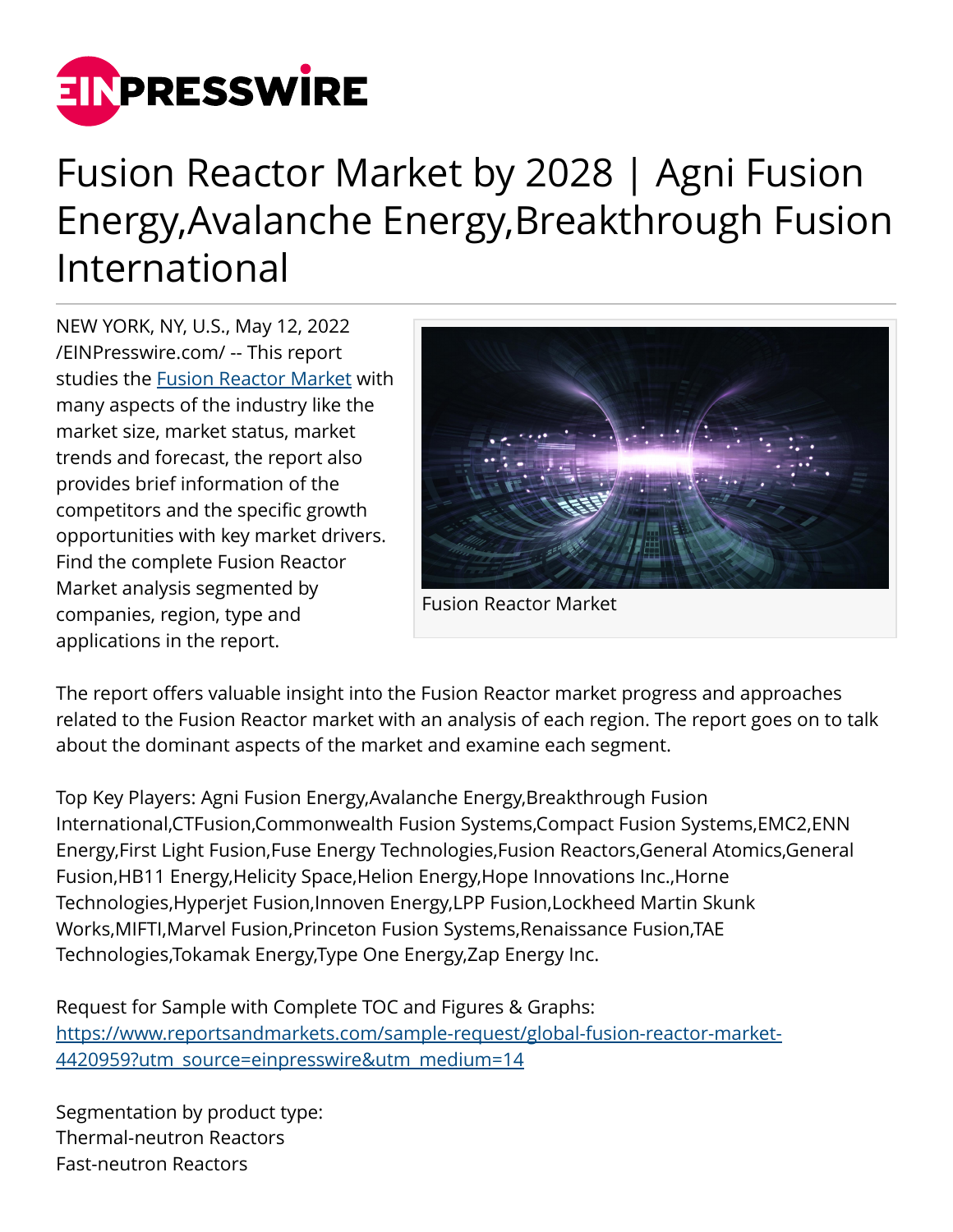# Fusion Reactor Market by 2028 | Agni Fusion Energy,Avalanche Energy,Breakthrough Fusion International

NEW YORK, NY, U.S., May 12, 2022 /EINPresswire.com/ -- This report studies the [Fusion Reactor Market](https://www.reportsandmarkets.com) with many aspects of the industry like the market size, market status, market trends and forecast, the report also provides brief information of the competitors and the specific growth opportunities with key market drivers. Find the complete Fusion Reactor Market analysis segmented by companies, region, type and applications in the report.

Fusion Reactor Market

The report offers valuable insight into the Fusion Reactor market progress and approaches related to the Fusion Reactor market with an analysis of each region. The report goes on to talk about the dominant aspects of the market and examine each segment.

Top Key Players: Agni Fusion Energy,Avalanche Energy,Breakthrough Fusion International,CTFusion,Commonwealth Fusion Systems,Compact Fusion Systems,EMC2,ENN Energy,First Light Fusion,Fuse Energy Technologies,Fusion Reactors,General Atomics,General Fusion,HB11 Energy,Helicity Space,Helion Energy,Hope Innovations Inc.,Horne Technologies,Hyperjet Fusion,Innoven Energy,LPP Fusion,Lockheed Martin Skunk Works,MIFTI,Marvel Fusion,Princeton Fusion Systems,Renaissance Fusion,TAE Technologies,Tokamak Energy,Type One Energy,Zap Energy Inc.

Request for Sample with Complete TOC and Figures & Graphs:
[https://www.reportsandmarkets.com/sample-request/global-fusion-reactor-market-4420959?utm_source=einpresswire&utm_medium=14](https://www.reportsandmarkets.com/sample-request/global-fusion-reactor-market-4420959?utm_source=einpresswire&utm_medium=14)

Segmentation by product type:
Thermal-neutron Reactors
Fast-neutron Reactors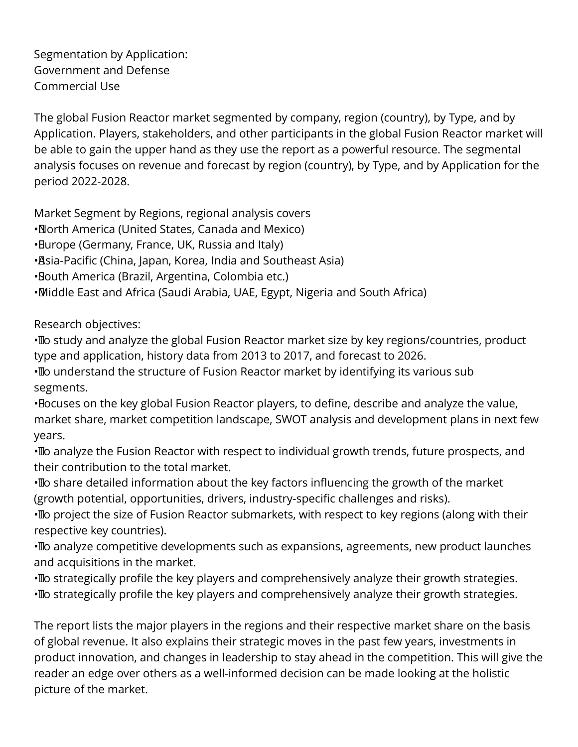Segmentation by Application:
Government and Defense
Commercial Use

The global Fusion Reactor market segmented by company, region (country), by Type, and by Application. Players, stakeholders, and other participants in the global Fusion Reactor market will be able to gain the upper hand as they use the report as a powerful resource. The segmental analysis focuses on revenue and forecast by region (country), by Type, and by Application for the period 2022-2028.

Market Segment by Regions, regional analysis covers
- North America (United States, Canada and Mexico)
- Europe (Germany, France, UK, Russia and Italy)
- Asia-Pacific (China, Japan, Korea, India and Southeast Asia)
- South America (Brazil, Argentina, Colombia etc.)
- Middle East and Africa (Saudi Arabia, UAE, Egypt, Nigeria and South Africa)

Research objectives:
- To study and analyze the global Fusion Reactor market size by key regions/countries, product type and application, history data from 2013 to 2017, and forecast to 2026.
- To understand the structure of Fusion Reactor market by identifying its various sub segments.
- Focuses on the key global Fusion Reactor players, to define, describe and analyze the value, market share, market competition landscape, SWOT analysis and development plans in next few years.
- To analyze the Fusion Reactor with respect to individual growth trends, future prospects, and their contribution to the total market.
- To share detailed information about the key factors influencing the growth of the market (growth potential, opportunities, drivers, industry-specific challenges and risks).
- To project the size of Fusion Reactor submarkets, with respect to key regions (along with their respective key countries).
- To analyze competitive developments such as expansions, agreements, new product launches and acquisitions in the market.
- To strategically profile the key players and comprehensively analyze their growth strategies.
- To strategically profile the key players and comprehensively analyze their growth strategies.

The report lists the major players in the regions and their respective market share on the basis of global revenue. It also explains their strategic moves in the past few years, investments in product innovation, and changes in leadership to stay ahead in the competition. This will give the reader an edge over others as a well-informed decision can be made looking at the holistic picture of the market.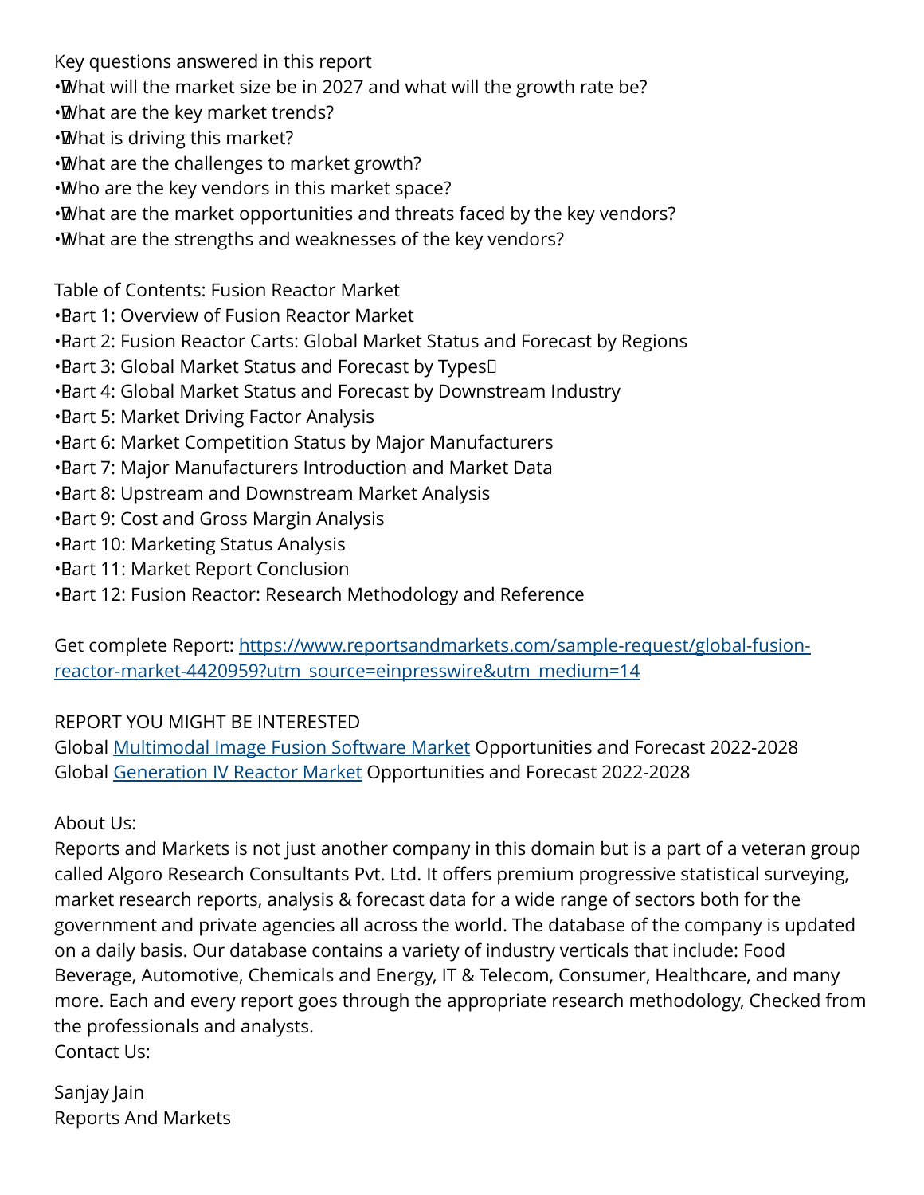Key questions answered in this report

- What will the market size be in 2027 and what will the growth rate be?
- What are the key market trends?
- What is driving this market?
- What are the challenges to market growth?
- Who are the key vendors in this market space?
- What are the market opportunities and threats faced by the key vendors?
- What are the strengths and weaknesses of the key vendors?

Table of Contents: Fusion Reactor Market

- Part 1: Overview of Fusion Reactor Market
- Part 2: Fusion Reactor Carts: Global Market Status and Forecast by Regions
- Part 3: Global Market Status and Forecast by Types
- Part 4: Global Market Status and Forecast by Downstream Industry
- Part 5: Market Driving Factor Analysis
- Part 6: Market Competition Status by Major Manufacturers
- Part 7: Major Manufacturers Introduction and Market Data
- Part 8: Upstream and Downstream Market Analysis
- Part 9: Cost and Gross Margin Analysis
- Part 10: Marketing Status Analysis
- Part 11: Market Report Conclusion
- Part 12: Fusion Reactor: Research Methodology and Reference

Get complete Report: [https://www.reportsandmarkets.com/sample-request/global-fusion-reactor-market-4420959?utm_source=einpresswire&utm_medium=14](https://www.reportsandmarkets.com/sample-request/global-fusion-reactor-market-4420959?utm_source=einpresswire&utm_medium=14)

REPORT YOU MIGHT BE INTERESTED

Global Multimodal Image Fusion Software Market Opportunities and Forecast 2022-2028
Global Generation IV Reactor Market Opportunities and Forecast 2022-2028

About Us:
Reports and Markets is not just another company in this domain but is a part of a veteran group called Algoro Research Consultants Pvt. Ltd. It offers premium progressive statistical surveying, market research reports, analysis & forecast data for a wide range of sectors both for the government and private agencies all across the world. The database of the company is updated on a daily basis. Our database contains a variety of industry verticals that include: Food Beverage, Automotive, Chemicals and Energy, IT & Telecom, Consumer, Healthcare, and many more. Each and every report goes through the appropriate research methodology, Checked from the professionals and analysts.
Contact Us:

Sanjay Jain
Reports And Markets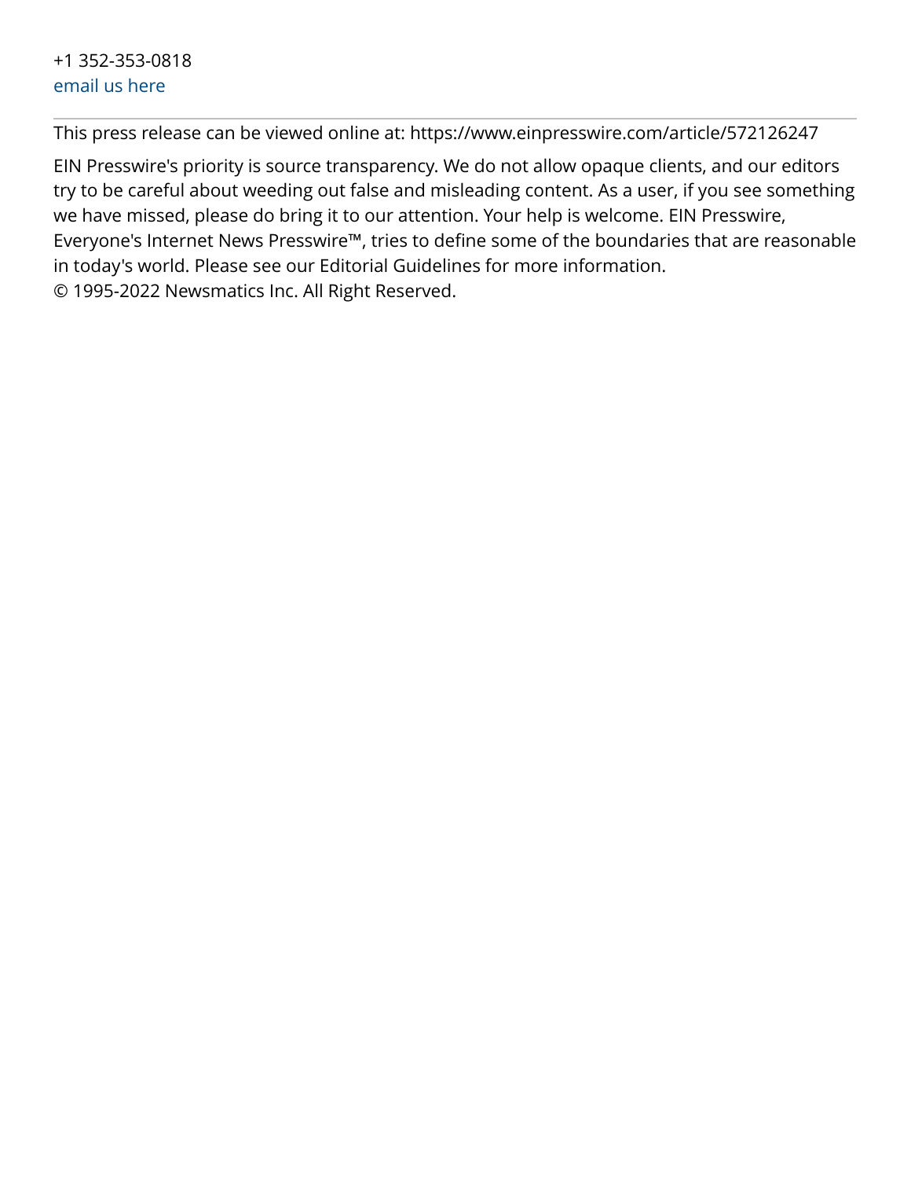+1 352-353-0818
email us here

---

This press release can be viewed online at: https://www.einpresswire.com/article/572126247

EIN Presswire's priority is source transparency. We do not allow opaque clients, and our editors try to be careful about weeding out false and misleading content. As a user, if you see something we have missed, please do bring it to our attention. Your help is welcome. EIN Presswire, Everyone's Internet News Presswire™, tries to define some of the boundaries that are reasonable in today's world. Please see our Editorial Guidelines for more information.
© 1995-2022 Newsmatics Inc. All Right Reserved.